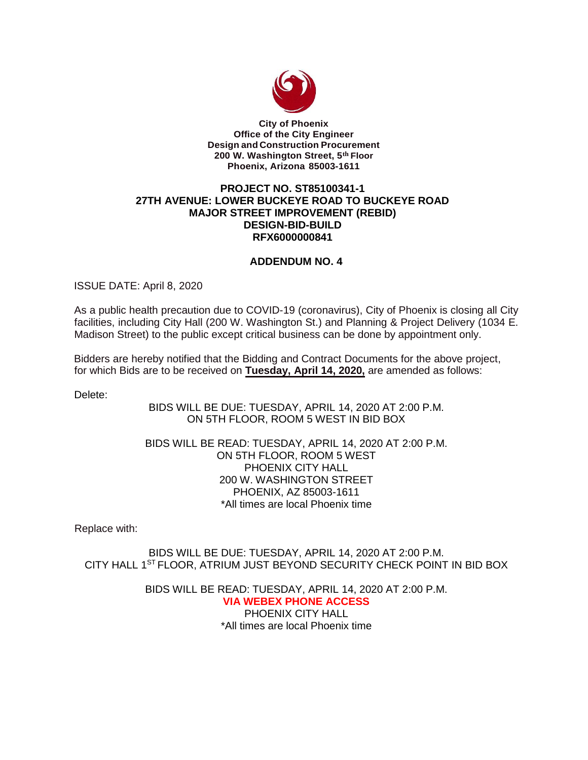**City of Phoenix**
**Office of the City Engineer**
**Design and Construction Procurement**
**200 W. Washington Street, 5th Floor**
**Phoenix, Arizona 85003-1611**

# PROJECT NO. ST85100341-1
# 27TH AVENUE: LOWER BUCKEYE ROAD TO BUCKEYE ROAD
# MAJOR STREET IMPROVEMENT (REBID)
# DESIGN-BID-BUILD
# RFX6000000841

## ADDENDUM NO. 4

ISSUE DATE: April 8, 2020

As a public health precaution due to COVID-19 (coronavirus), City of Phoenix is closing all City facilities, including City Hall (200 W. Washington St.) and Planning & Project Delivery (1034 E. Madison Street) to the public except critical business can be done by appointment only.

Bidders are hereby notified that the Bidding and Contract Documents for the above project, for which Bids are to be received on **Tuesday, April 14, 2020,** are amended as follows:

Delete:

BIDS WILL BE DUE: TUESDAY, APRIL 14, 2020 AT 2:00 P.M.
ON 5TH FLOOR, ROOM 5 WEST IN BID BOX

BIDS WILL BE READ: TUESDAY, APRIL 14, 2020 AT 2:00 P.M.
ON 5TH FLOOR, ROOM 5 WEST
PHOENIX CITY HALL
200 W. WASHINGTON STREET
PHOENIX, AZ 85003-1611
*All times are local Phoenix time

Replace with:

BIDS WILL BE DUE: TUESDAY, APRIL 14, 2020 AT 2:00 P.M.
CITY HALL 1ST FLOOR, ATRIUM JUST BEYOND SECURITY CHECK POINT IN BID BOX

BIDS WILL BE READ: TUESDAY, APRIL 14, 2020 AT 2:00 P.M.
**VIA WEBEX PHONE ACCESS**
PHOENIX CITY HALL
*All times are local Phoenix time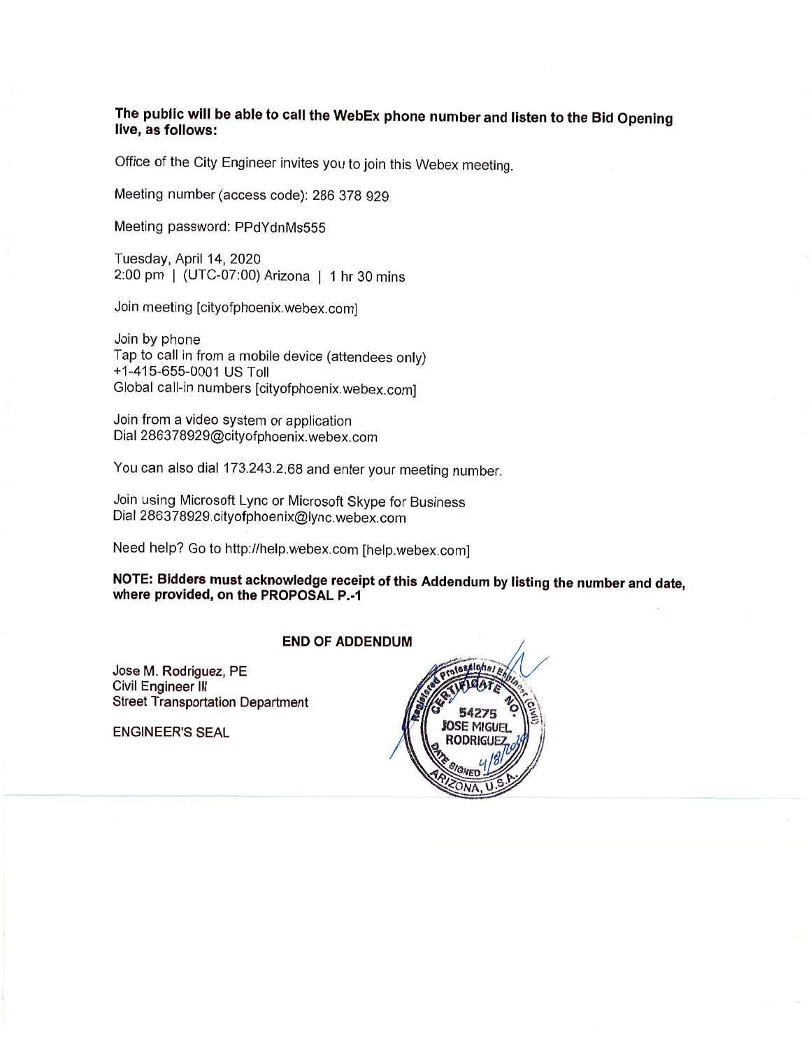**The public will be able to call the WebEx phone number and listen to the Bid Opening live, as follows:**

Office of the City Engineer invites you to join this Webex meeting.

Meeting number (access code): 286 378 929

Meeting password: PPdYdnMs555

Tuesday, April 14, 2020
2:00 pm | (UTC-07:00) Arizona | 1 hr 30 mins

Join meeting [cityofphoenix.webex.com]

Join by phone
Tap to call in from a mobile device (attendees only)
+1-415-655-0001 US Toll
Global call-in numbers [cityofphoenix.webex.com]

Join from a video system or application
Dial 286378929@cityofphoenix.webex.com

You can also dial 173.243.2.68 and enter your meeting number.

Join using Microsoft Lync or Microsoft Skype for Business
Dial 286378929.cityofphoenix@lync.webex.com

Need help? Go to http://help.webex.com [help.webex.com]

**NOTE: Bidders must acknowledge receipt of this Addendum by listing the number and date, where provided, on the PROPOSAL P.-1**

**END OF ADDENDUM**

Jose M. Rodriguez, PE
Civil Engineer III
Street Transportation Department

ENGINEER'S SEAL

Registered Professional Engineer (Civil)
CERTIFICATE NO. 54275
JOSE MIGUEL RODRIGUEZ
DATE SIGNED 4/8/2020
ARIZONA, U.S.A.